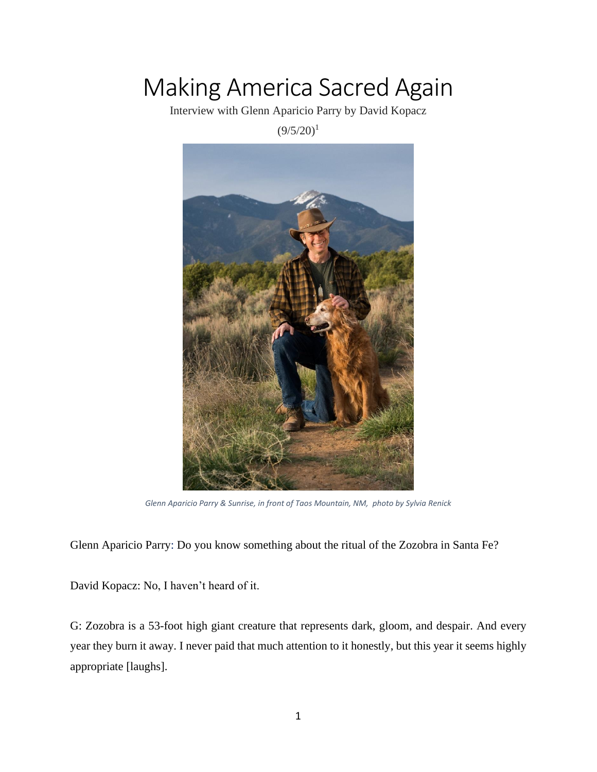# Making America Sacred Again

Interview with Glenn Aparicio Parry by David Kopacz

(9/5/20)[1]

*Glenn Aparicio Parry & Sunrise, in front of Taos Mountain, NM, photo by Sylvia Renick*

Glenn Aparicio Parry: Do you know something about the ritual of the Zozobra in Santa Fe?

David Kopacz: No, I haven't heard of it.

G: Zozobra is a 53-foot high giant creature that represents dark, gloom, and despair. And every year they burn it away. I never paid that much attention to it honestly, but this year it seems highly appropriate [laughs].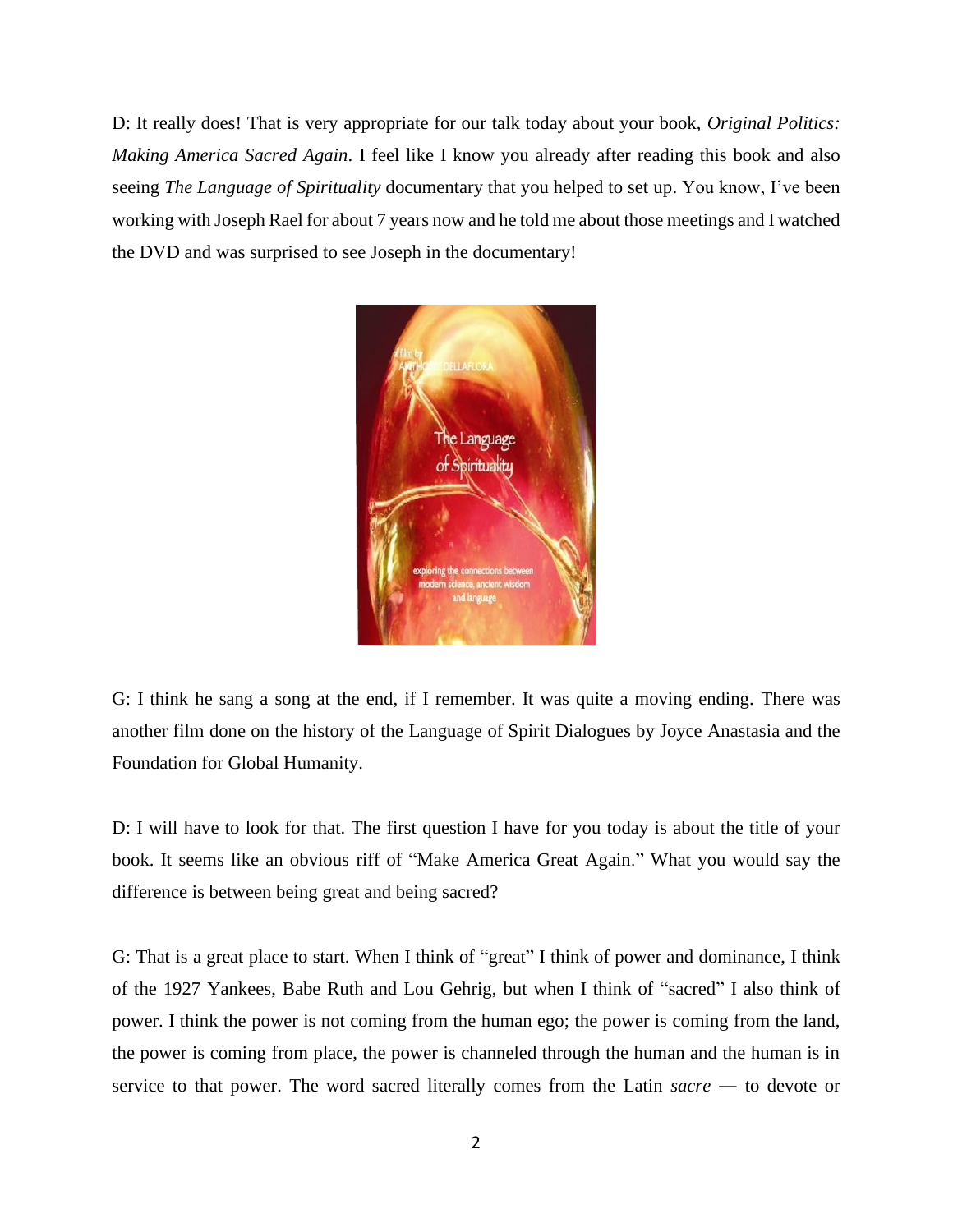D: It really does! That is very appropriate for our talk today about your book, *Original Politics: Making America Sacred Again*. I feel like I know you already after reading this book and also seeing *The Language of Spirituality* documentary that you helped to set up. You know, I've been working with Joseph Rael for about 7 years now and he told me about those meetings and I watched the DVD and was surprised to see Joseph in the documentary!

G: I think he sang a song at the end, if I remember. It was quite a moving ending. There was another film done on the history of the Language of Spirit Dialogues by Joyce Anastasia and the Foundation for Global Humanity.

D: I will have to look for that. The first question I have for you today is about the title of your book. It seems like an obvious riff of "Make America Great Again." What you would say the difference is between being great and being sacred?

G: That is a great place to start. When I think of "great" I think of power and dominance, I think of the 1927 Yankees, Babe Ruth and Lou Gehrig, but when I think of "sacred" I also think of power. I think the power is not coming from the human ego; the power is coming from the land, the power is coming from place, the power is channeled through the human and the human is in service to that power. The word sacred literally comes from the Latin *sacre* — to devote or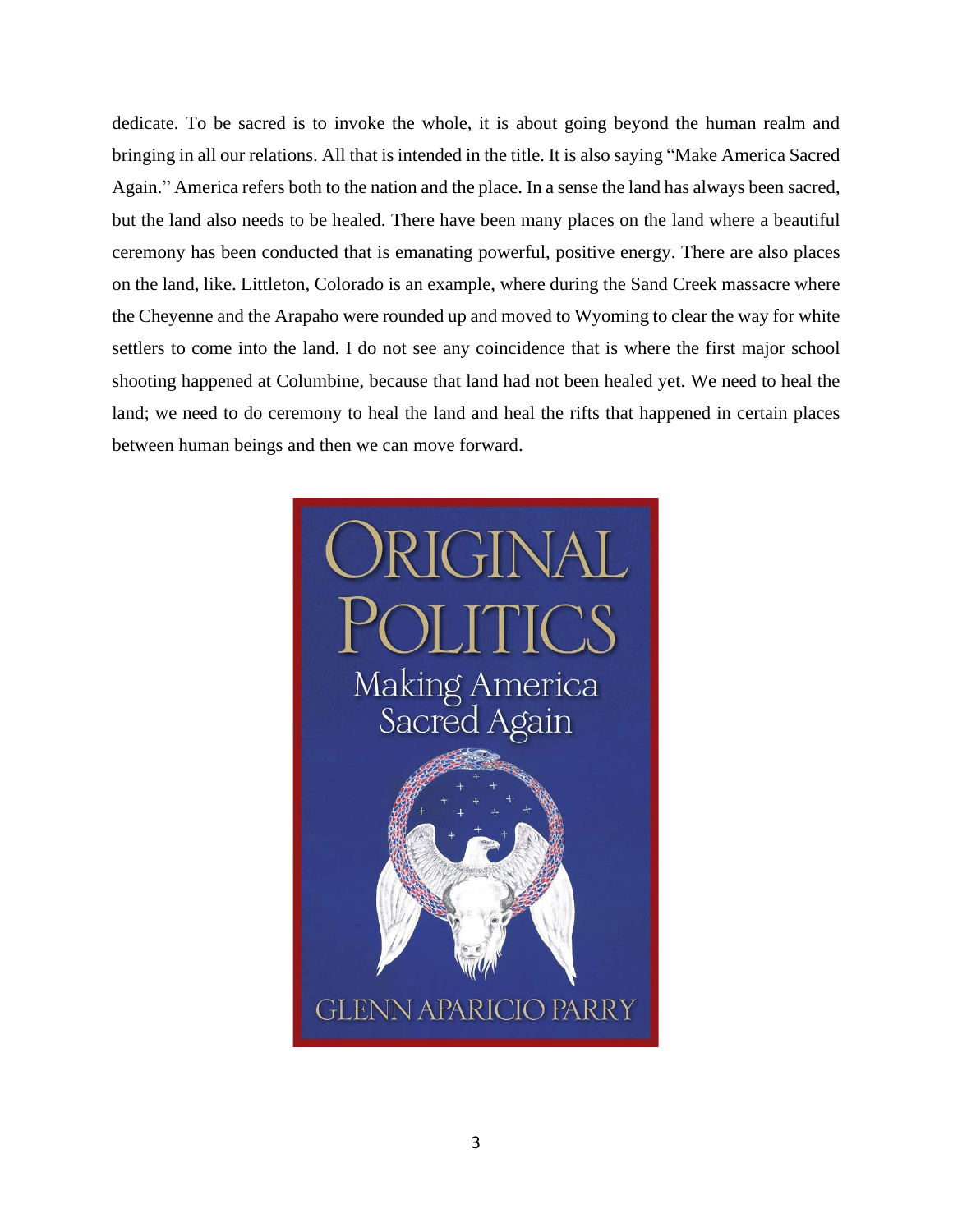dedicate. To be sacred is to invoke the whole, it is about going beyond the human realm and bringing in all our relations. All that is intended in the title. It is also saying "Make America Sacred Again." America refers both to the nation and the place. In a sense the land has always been sacred, but the land also needs to be healed. There have been many places on the land where a beautiful ceremony has been conducted that is emanating powerful, positive energy. There are also places on the land, like. Littleton, Colorado is an example, where during the Sand Creek massacre where the Cheyenne and the Arapaho were rounded up and moved to Wyoming to clear the way for white settlers to come into the land. I do not see any coincidence that is where the first major school shooting happened at Columbine, because that land had not been healed yet. We need to heal the land; we need to do ceremony to heal the land and heal the rifts that happened in certain places between human beings and then we can move forward.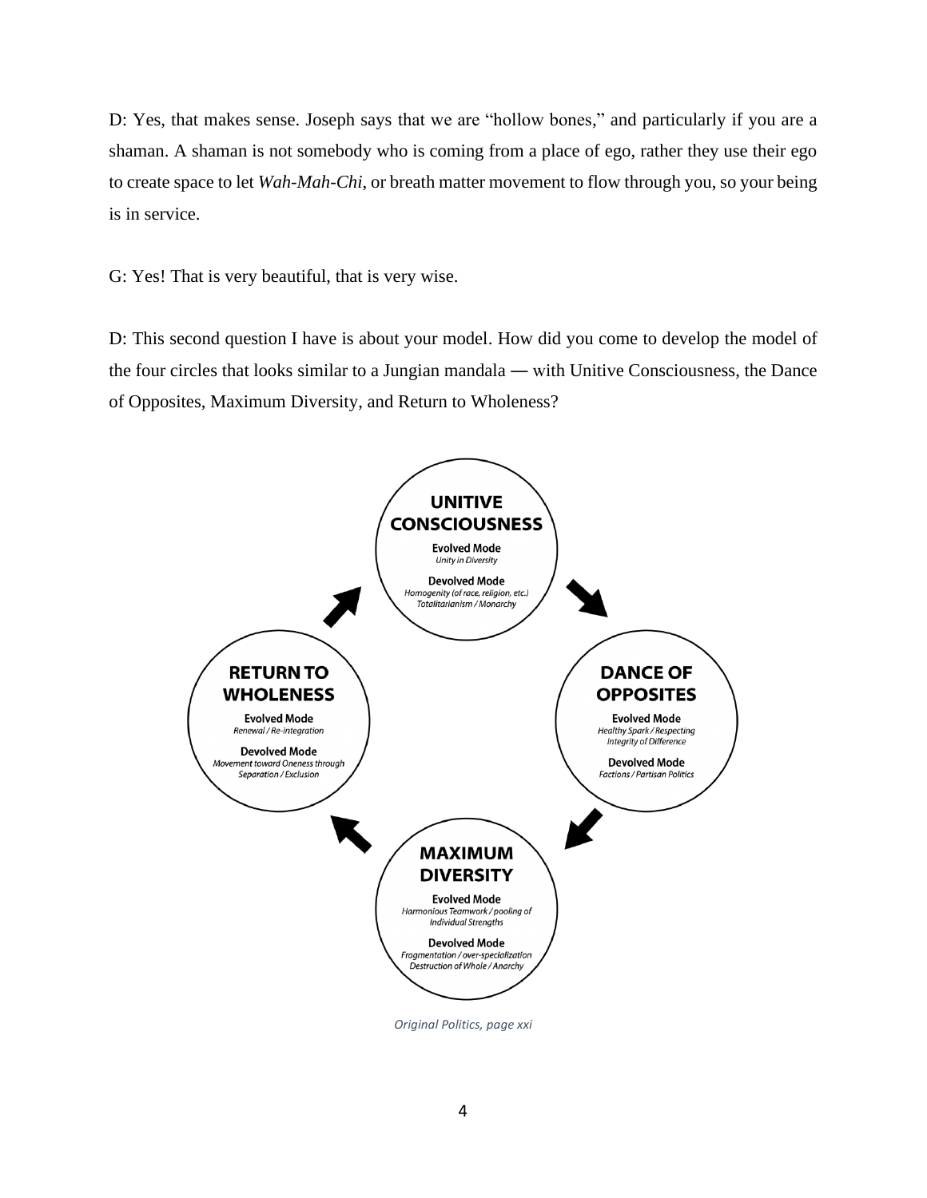D: Yes, that makes sense. Joseph says that we are "hollow bones," and particularly if you are a shaman. A shaman is not somebody who is coming from a place of ego, rather they use their ego to create space to let *Wah-Mah-Chi*, or breath matter movement to flow through you, so your being is in service.

G: Yes! That is very beautiful, that is very wise.

D: This second question I have is about your model. How did you come to develop the model of the four circles that looks similar to a Jungian mandala — with Unitive Consciousness, the Dance of Opposites, Maximum Diversity, and Return to Wholeness?

**UNITIVE CONSCIOUSNESS**

**Evolved Mode**
*Unity in Diversity*

**Devolved Mode**
*Homogenity (of race, religion, etc.)*
*Totalitarianism / Monarchy*

**DANCE OF OPPOSITES**

**Evolved Mode**
*Healthy Spark / Respecting Integrity of Difference*

**Devolved Mode**
*Factions / Partisan Politics*

**MAXIMUM DIVERSITY**

**Evolved Mode**
*Harmonious Teamwork / pooling of Individual Strengths*

**Devolved Mode**
*Fragmentation / over-specialization*
*Destruction of Whole / Anarchy*

**RETURN TO WHOLENESS**

**Evolved Mode**
*Renewal / Re-integration*

**Devolved Mode**
*Movement toward Oneness through Separation / Exclusion*

*Original Politics, page xxi*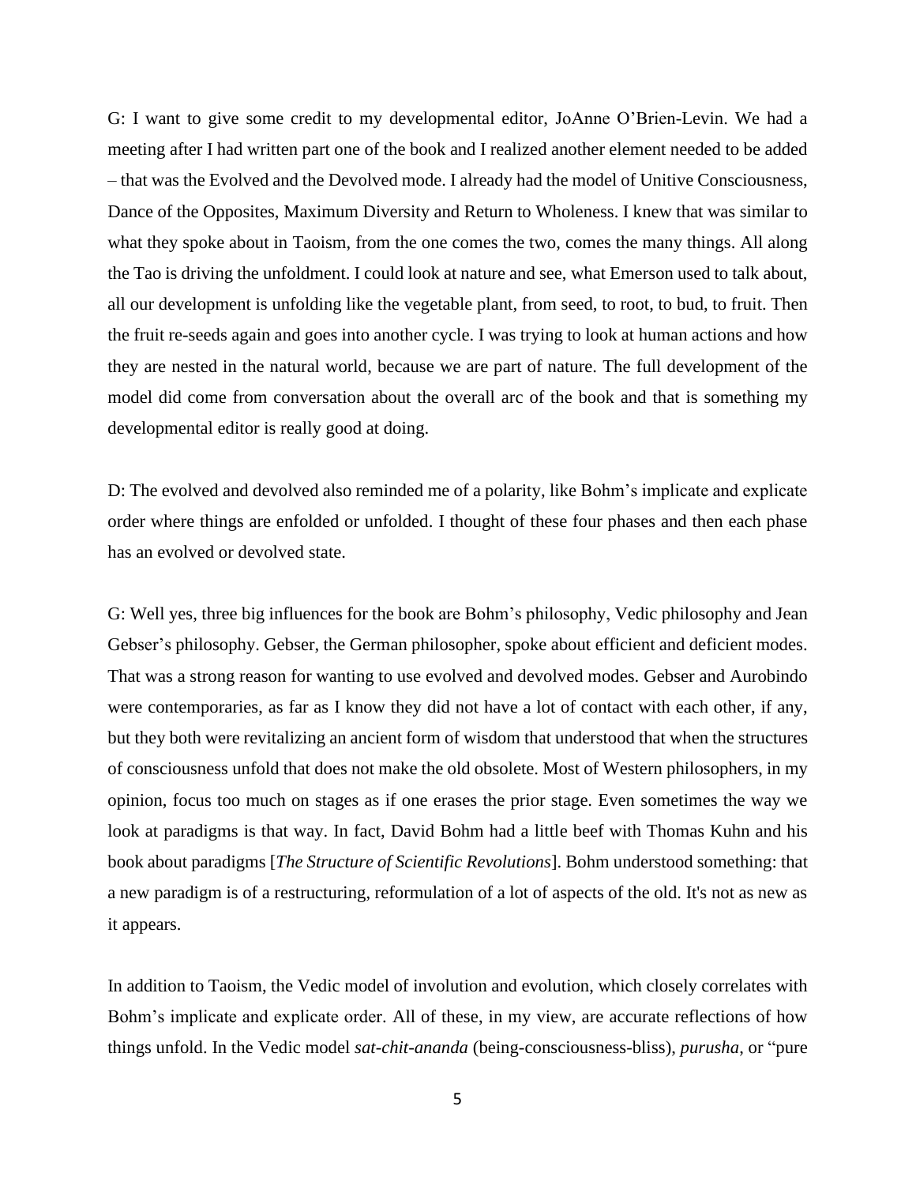G: I want to give some credit to my developmental editor, JoAnne O'Brien-Levin. We had a meeting after I had written part one of the book and I realized another element needed to be added – that was the Evolved and the Devolved mode. I already had the model of Unitive Consciousness, Dance of the Opposites, Maximum Diversity and Return to Wholeness. I knew that was similar to what they spoke about in Taoism, from the one comes the two, comes the many things. All along the Tao is driving the unfoldment. I could look at nature and see, what Emerson used to talk about, all our development is unfolding like the vegetable plant, from seed, to root, to bud, to fruit. Then the fruit re-seeds again and goes into another cycle. I was trying to look at human actions and how they are nested in the natural world, because we are part of nature. The full development of the model did come from conversation about the overall arc of the book and that is something my developmental editor is really good at doing.

D: The evolved and devolved also reminded me of a polarity, like Bohm's implicate and explicate order where things are enfolded or unfolded. I thought of these four phases and then each phase has an evolved or devolved state.

G: Well yes, three big influences for the book are Bohm's philosophy, Vedic philosophy and Jean Gebser's philosophy. Gebser, the German philosopher, spoke about efficient and deficient modes. That was a strong reason for wanting to use evolved and devolved modes. Gebser and Aurobindo were contemporaries, as far as I know they did not have a lot of contact with each other, if any, but they both were revitalizing an ancient form of wisdom that understood that when the structures of consciousness unfold that does not make the old obsolete. Most of Western philosophers, in my opinion, focus too much on stages as if one erases the prior stage. Even sometimes the way we look at paradigms is that way. In fact, David Bohm had a little beef with Thomas Kuhn and his book about paradigms [*The Structure of Scientific Revolutions*]. Bohm understood something: that a new paradigm is of a restructuring, reformulation of a lot of aspects of the old. It's not as new as it appears.

In addition to Taoism, the Vedic model of involution and evolution, which closely correlates with Bohm's implicate and explicate order. All of these, in my view, are accurate reflections of how things unfold. In the Vedic model *sat-chit-ananda* (being-consciousness-bliss), *purusha*, or "pure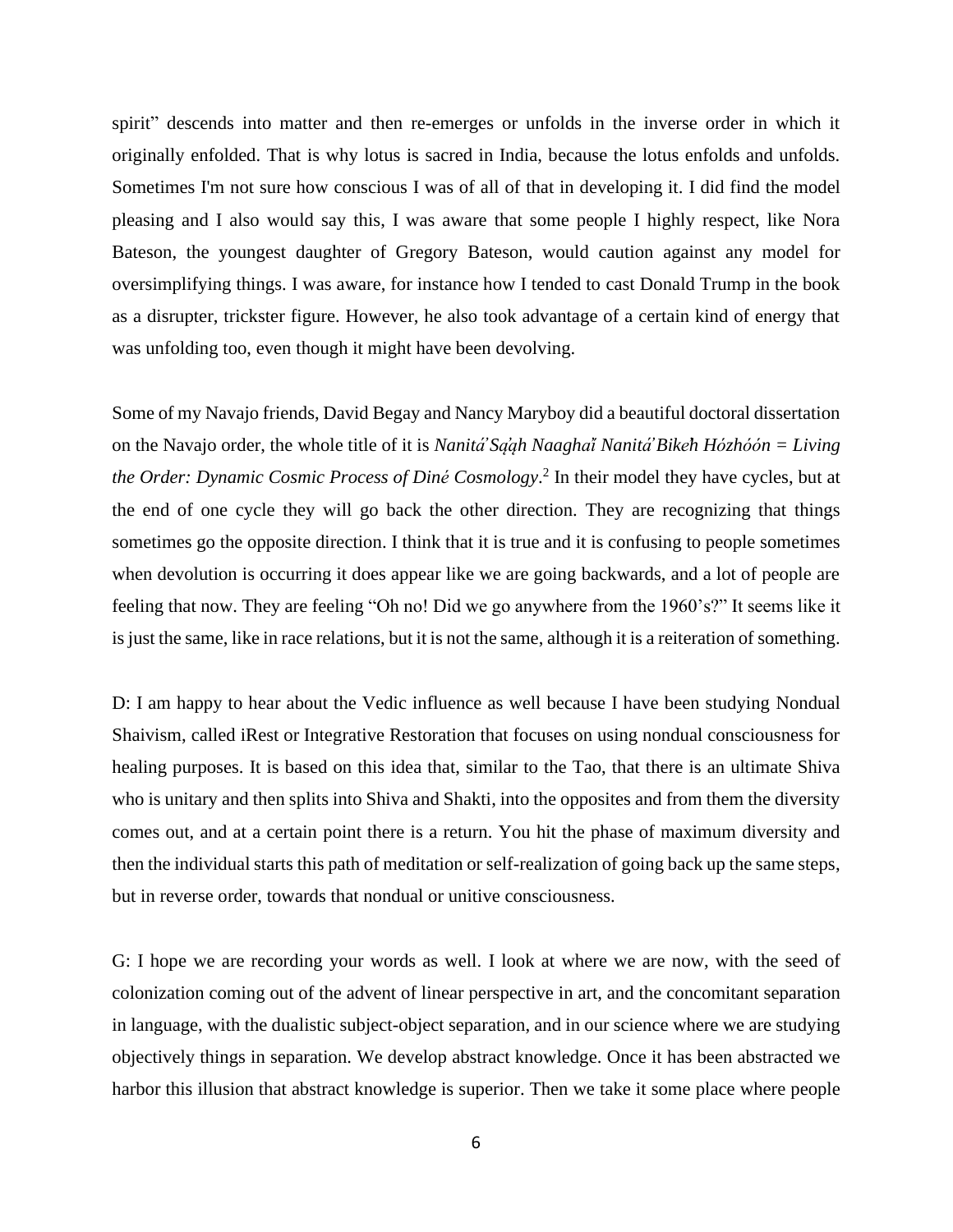spirit" descends into matter and then re-emerges or unfolds in the inverse order in which it originally enfolded. That is why lotus is sacred in India, because the lotus enfolds and unfolds. Sometimes I'm not sure how conscious I was of all of that in developing it. I did find the model pleasing and I also would say this, I was aware that some people I highly respect, like Nora Bateson, the youngest daughter of Gregory Bateson, would caution against any model for oversimplifying things. I was aware, for instance how I tended to cast Donald Trump in the book as a disrupter, trickster figure. However, he also took advantage of a certain kind of energy that was unfolding too, even though it might have been devolving.

Some of my Navajo friends, David Begay and Nancy Maryboy did a beautiful doctoral dissertation on the Navajo order, the whole title of it is *Nanitá'Sá̜ą̜h Naaghaï Nanitá'Bikeh Hózhóón = Living the Order: Dynamic Cosmic Process of Diné Cosmology*.[2] In their model they have cycles, but at the end of one cycle they will go back the other direction. They are recognizing that things sometimes go the opposite direction. I think that it is true and it is confusing to people sometimes when devolution is occurring it does appear like we are going backwards, and a lot of people are feeling that now. They are feeling "Oh no! Did we go anywhere from the 1960's?" It seems like it is just the same, like in race relations, but it is not the same, although it is a reiteration of something.

D: I am happy to hear about the Vedic influence as well because I have been studying Nondual Shaivism, called iRest or Integrative Restoration that focuses on using nondual consciousness for healing purposes. It is based on this idea that, similar to the Tao, that there is an ultimate Shiva who is unitary and then splits into Shiva and Shakti, into the opposites and from them the diversity comes out, and at a certain point there is a return. You hit the phase of maximum diversity and then the individual starts this path of meditation or self-realization of going back up the same steps, but in reverse order, towards that nondual or unitive consciousness.

G: I hope we are recording your words as well. I look at where we are now, with the seed of colonization coming out of the advent of linear perspective in art, and the concomitant separation in language, with the dualistic subject-object separation, and in our science where we are studying objectively things in separation. We develop abstract knowledge. Once it has been abstracted we harbor this illusion that abstract knowledge is superior. Then we take it some place where people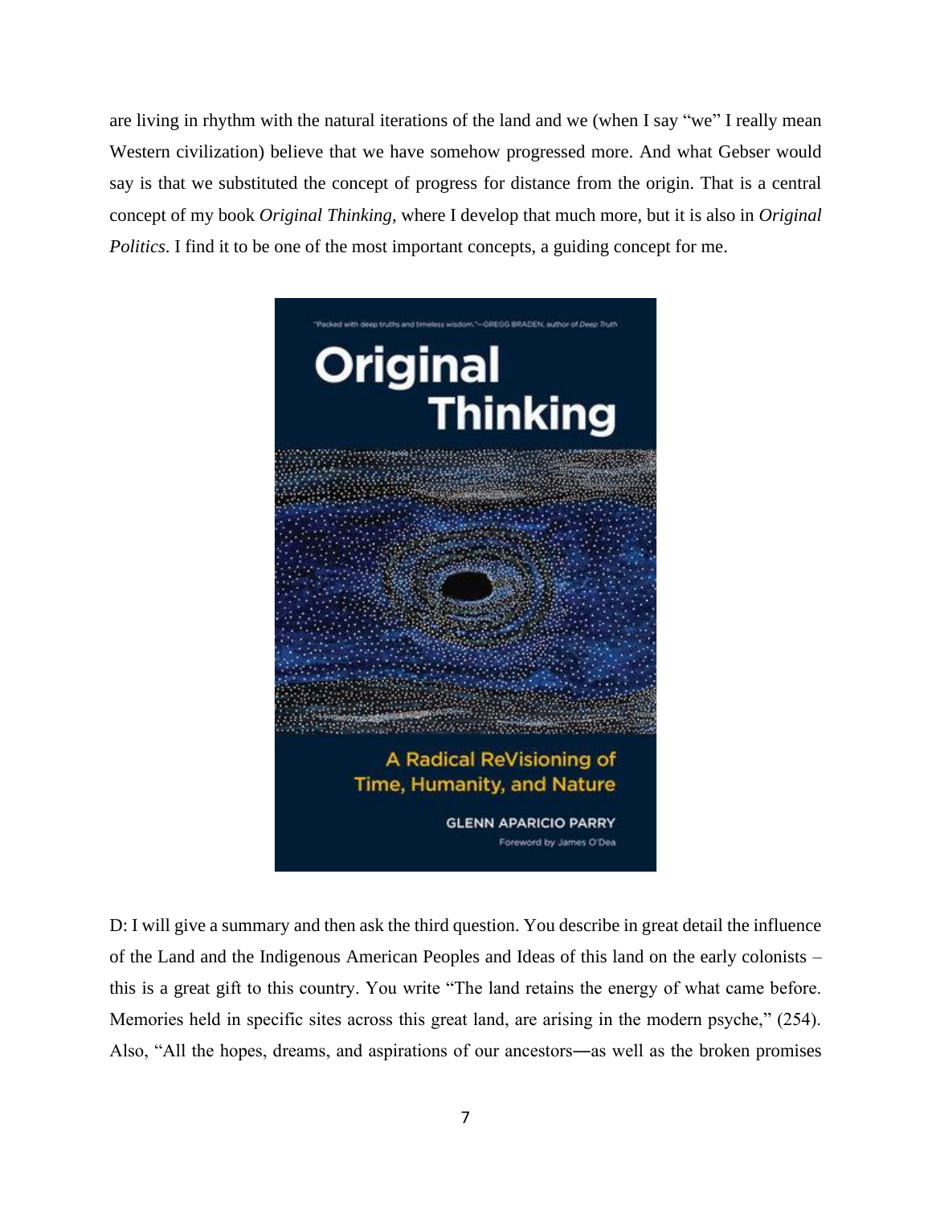are living in rhythm with the natural iterations of the land and we (when I say "we" I really mean Western civilization) believe that we have somehow progressed more. And what Gebser would say is that we substituted the concept of progress for distance from the origin. That is a central concept of my book *Original Thinking*, where I develop that much more, but it is also in *Original Politics*. I find it to be one of the most important concepts, a guiding concept for me.

D: I will give a summary and then ask the third question. You describe in great detail the influence of the Land and the Indigenous American Peoples and Ideas of this land on the early colonists – this is a great gift to this country. You write "The land retains the energy of what came before. Memories held in specific sites across this great land, are arising in the modern psyche," (254). Also, "All the hopes, dreams, and aspirations of our ancestors—as well as the broken promises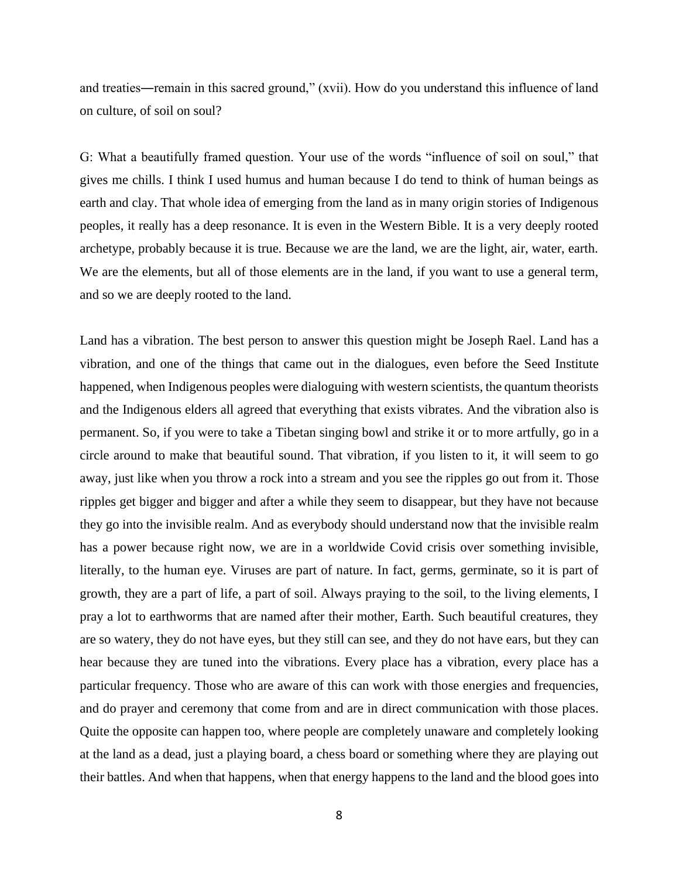and treaties—remain in this sacred ground," (xvii). How do you understand this influence of land on culture, of soil on soul?

G: What a beautifully framed question. Your use of the words "influence of soil on soul," that gives me chills. I think I used humus and human because I do tend to think of human beings as earth and clay. That whole idea of emerging from the land as in many origin stories of Indigenous peoples, it really has a deep resonance. It is even in the Western Bible. It is a very deeply rooted archetype, probably because it is true. Because we are the land, we are the light, air, water, earth. We are the elements, but all of those elements are in the land, if you want to use a general term, and so we are deeply rooted to the land.

Land has a vibration. The best person to answer this question might be Joseph Rael. Land has a vibration, and one of the things that came out in the dialogues, even before the Seed Institute happened, when Indigenous peoples were dialoguing with western scientists, the quantum theorists and the Indigenous elders all agreed that everything that exists vibrates. And the vibration also is permanent. So, if you were to take a Tibetan singing bowl and strike it or to more artfully, go in a circle around to make that beautiful sound. That vibration, if you listen to it, it will seem to go away, just like when you throw a rock into a stream and you see the ripples go out from it. Those ripples get bigger and bigger and after a while they seem to disappear, but they have not because they go into the invisible realm. And as everybody should understand now that the invisible realm has a power because right now, we are in a worldwide Covid crisis over something invisible, literally, to the human eye. Viruses are part of nature. In fact, germs, germinate, so it is part of growth, they are a part of life, a part of soil. Always praying to the soil, to the living elements, I pray a lot to earthworms that are named after their mother, Earth. Such beautiful creatures, they are so watery, they do not have eyes, but they still can see, and they do not have ears, but they can hear because they are tuned into the vibrations. Every place has a vibration, every place has a particular frequency. Those who are aware of this can work with those energies and frequencies, and do prayer and ceremony that come from and are in direct communication with those places. Quite the opposite can happen too, where people are completely unaware and completely looking at the land as a dead, just a playing board, a chess board or something where they are playing out their battles. And when that happens, when that energy happens to the land and the blood goes into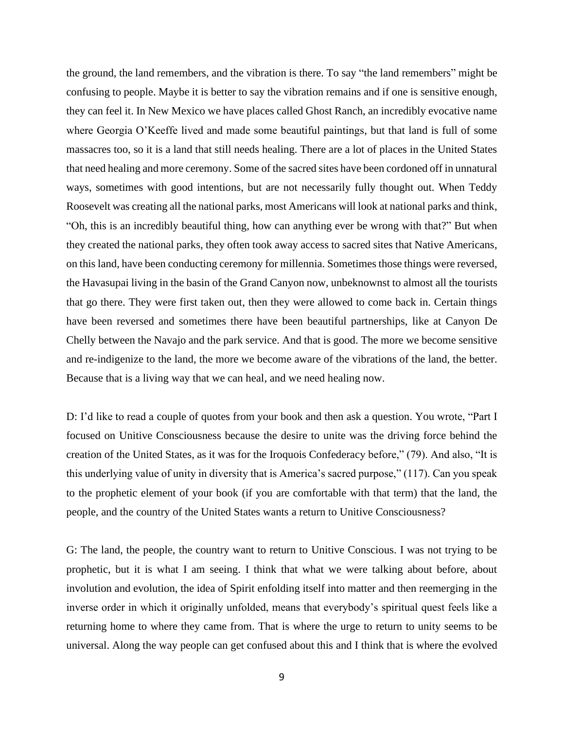the ground, the land remembers, and the vibration is there. To say "the land remembers" might be confusing to people. Maybe it is better to say the vibration remains and if one is sensitive enough, they can feel it. In New Mexico we have places called Ghost Ranch, an incredibly evocative name where Georgia O'Keeffe lived and made some beautiful paintings, but that land is full of some massacres too, so it is a land that still needs healing. There are a lot of places in the United States that need healing and more ceremony. Some of the sacred sites have been cordoned off in unnatural ways, sometimes with good intentions, but are not necessarily fully thought out. When Teddy Roosevelt was creating all the national parks, most Americans will look at national parks and think, "Oh, this is an incredibly beautiful thing, how can anything ever be wrong with that?" But when they created the national parks, they often took away access to sacred sites that Native Americans, on this land, have been conducting ceremony for millennia. Sometimes those things were reversed, the Havasupai living in the basin of the Grand Canyon now, unbeknownst to almost all the tourists that go there. They were first taken out, then they were allowed to come back in. Certain things have been reversed and sometimes there have been beautiful partnerships, like at Canyon De Chelly between the Navajo and the park service. And that is good. The more we become sensitive and re-indigenize to the land, the more we become aware of the vibrations of the land, the better. Because that is a living way that we can heal, and we need healing now.

D: I'd like to read a couple of quotes from your book and then ask a question. You wrote, "Part I focused on Unitive Consciousness because the desire to unite was the driving force behind the creation of the United States, as it was for the Iroquois Confederacy before," (79). And also, "It is this underlying value of unity in diversity that is America's sacred purpose," (117). Can you speak to the prophetic element of your book (if you are comfortable with that term) that the land, the people, and the country of the United States wants a return to Unitive Consciousness?

G: The land, the people, the country want to return to Unitive Conscious. I was not trying to be prophetic, but it is what I am seeing. I think that what we were talking about before, about involution and evolution, the idea of Spirit enfolding itself into matter and then reemerging in the inverse order in which it originally unfolded, means that everybody's spiritual quest feels like a returning home to where they came from. That is where the urge to return to unity seems to be universal. Along the way people can get confused about this and I think that is where the evolved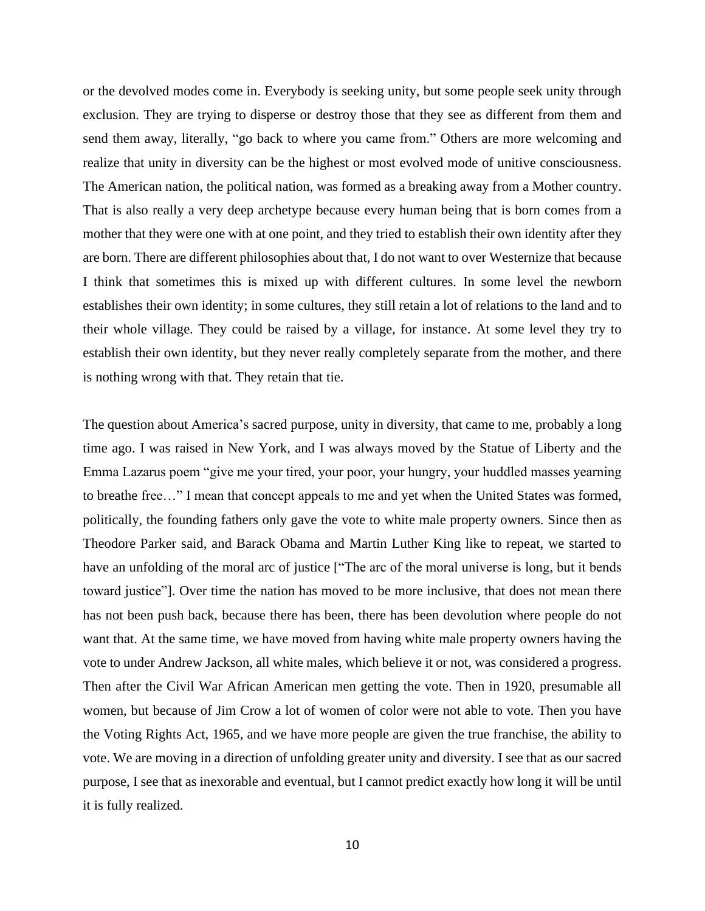or the devolved modes come in. Everybody is seeking unity, but some people seek unity through exclusion. They are trying to disperse or destroy those that they see as different from them and send them away, literally, "go back to where you came from." Others are more welcoming and realize that unity in diversity can be the highest or most evolved mode of unitive consciousness. The American nation, the political nation, was formed as a breaking away from a Mother country. That is also really a very deep archetype because every human being that is born comes from a mother that they were one with at one point, and they tried to establish their own identity after they are born. There are different philosophies about that, I do not want to over Westernize that because I think that sometimes this is mixed up with different cultures. In some level the newborn establishes their own identity; in some cultures, they still retain a lot of relations to the land and to their whole village. They could be raised by a village, for instance. At some level they try to establish their own identity, but they never really completely separate from the mother, and there is nothing wrong with that. They retain that tie.

The question about America's sacred purpose, unity in diversity, that came to me, probably a long time ago. I was raised in New York, and I was always moved by the Statue of Liberty and the Emma Lazarus poem "give me your tired, your poor, your hungry, your huddled masses yearning to breathe free…" I mean that concept appeals to me and yet when the United States was formed, politically, the founding fathers only gave the vote to white male property owners. Since then as Theodore Parker said, and Barack Obama and Martin Luther King like to repeat, we started to have an unfolding of the moral arc of justice ["The arc of the moral universe is long, but it bends toward justice"]. Over time the nation has moved to be more inclusive, that does not mean there has not been push back, because there has been, there has been devolution where people do not want that. At the same time, we have moved from having white male property owners having the vote to under Andrew Jackson, all white males, which believe it or not, was considered a progress. Then after the Civil War African American men getting the vote. Then in 1920, presumable all women, but because of Jim Crow a lot of women of color were not able to vote. Then you have the Voting Rights Act, 1965, and we have more people are given the true franchise, the ability to vote. We are moving in a direction of unfolding greater unity and diversity. I see that as our sacred purpose, I see that as inexorable and eventual, but I cannot predict exactly how long it will be until it is fully realized.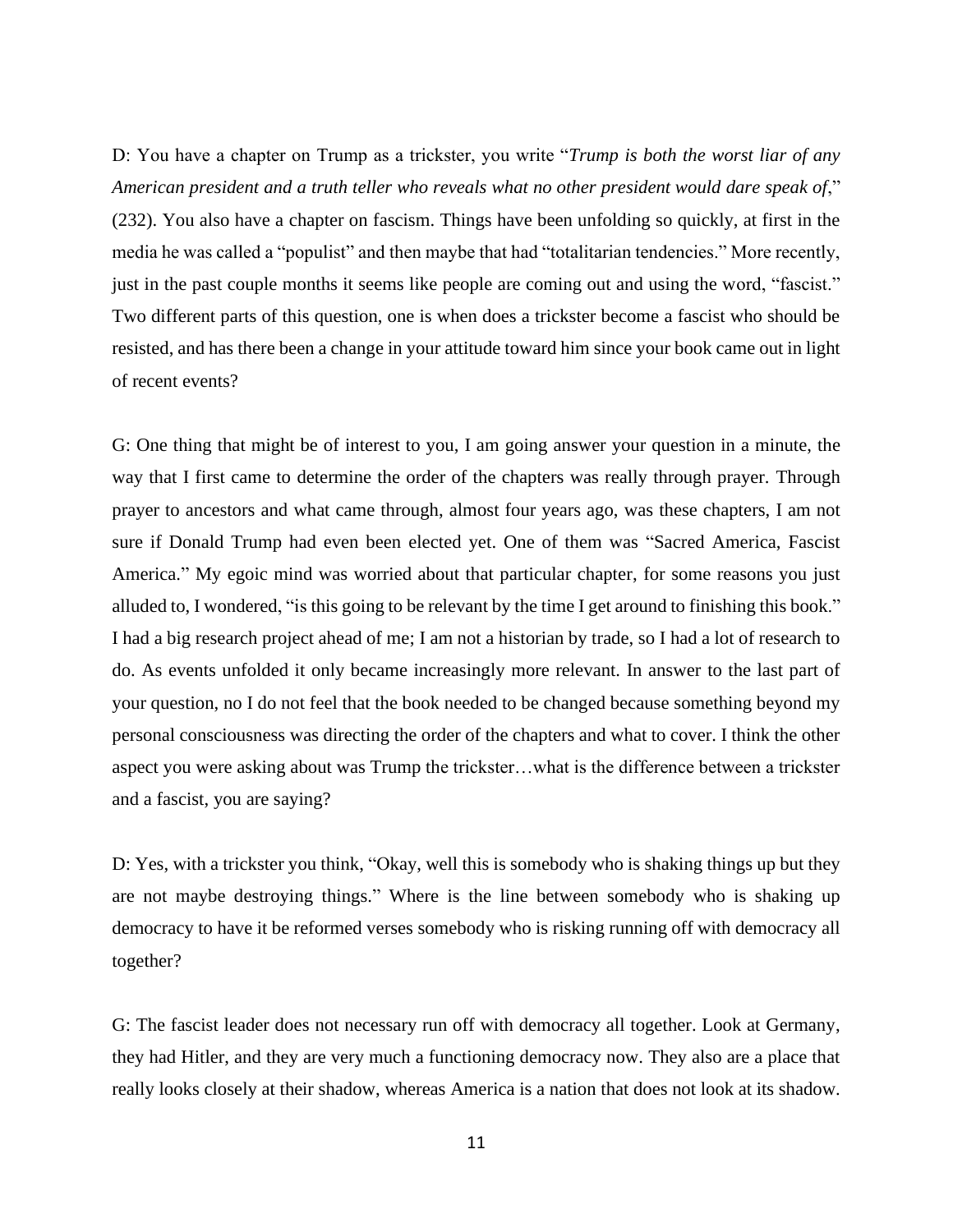D: You have a chapter on Trump as a trickster, you write "*Trump is both the worst liar of any American president and a truth teller who reveals what no other president would dare speak of*," (232). You also have a chapter on fascism. Things have been unfolding so quickly, at first in the media he was called a "populist" and then maybe that had "totalitarian tendencies." More recently, just in the past couple months it seems like people are coming out and using the word, "fascist." Two different parts of this question, one is when does a trickster become a fascist who should be resisted, and has there been a change in your attitude toward him since your book came out in light of recent events?

G: One thing that might be of interest to you, I am going answer your question in a minute, the way that I first came to determine the order of the chapters was really through prayer. Through prayer to ancestors and what came through, almost four years ago, was these chapters, I am not sure if Donald Trump had even been elected yet. One of them was "Sacred America, Fascist America." My egoic mind was worried about that particular chapter, for some reasons you just alluded to, I wondered, "is this going to be relevant by the time I get around to finishing this book." I had a big research project ahead of me; I am not a historian by trade, so I had a lot of research to do. As events unfolded it only became increasingly more relevant. In answer to the last part of your question, no I do not feel that the book needed to be changed because something beyond my personal consciousness was directing the order of the chapters and what to cover. I think the other aspect you were asking about was Trump the trickster…what is the difference between a trickster and a fascist, you are saying?

D: Yes, with a trickster you think, "Okay, well this is somebody who is shaking things up but they are not maybe destroying things." Where is the line between somebody who is shaking up democracy to have it be reformed verses somebody who is risking running off with democracy all together?

G: The fascist leader does not necessary run off with democracy all together. Look at Germany, they had Hitler, and they are very much a functioning democracy now. They also are a place that really looks closely at their shadow, whereas America is a nation that does not look at its shadow.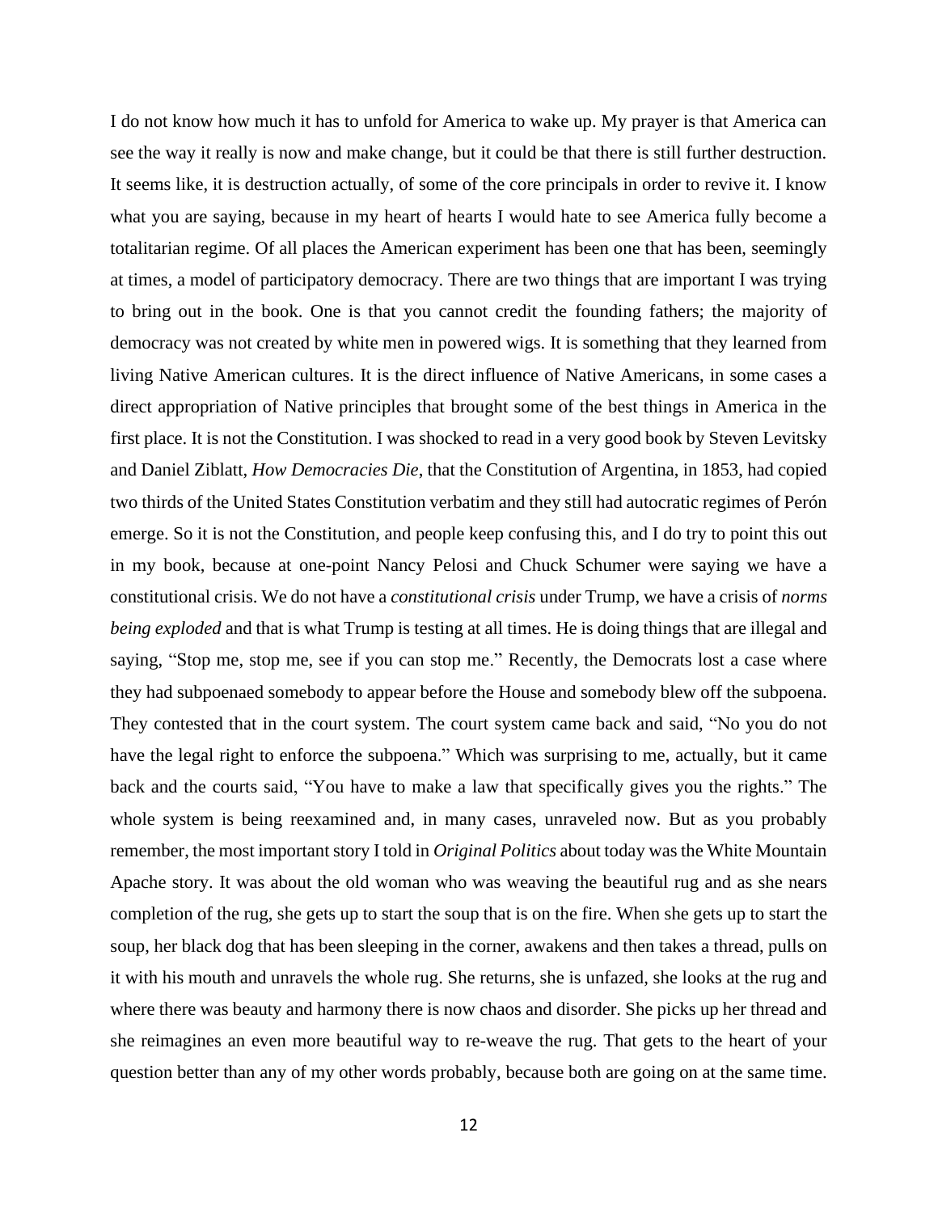I do not know how much it has to unfold for America to wake up. My prayer is that America can see the way it really is now and make change, but it could be that there is still further destruction. It seems like, it is destruction actually, of some of the core principals in order to revive it. I know what you are saying, because in my heart of hearts I would hate to see America fully become a totalitarian regime. Of all places the American experiment has been one that has been, seemingly at times, a model of participatory democracy. There are two things that are important I was trying to bring out in the book. One is that you cannot credit the founding fathers; the majority of democracy was not created by white men in powered wigs. It is something that they learned from living Native American cultures. It is the direct influence of Native Americans, in some cases a direct appropriation of Native principles that brought some of the best things in America in the first place. It is not the Constitution. I was shocked to read in a very good book by Steven Levitsky and Daniel Ziblatt, *How Democracies Die*, that the Constitution of Argentina, in 1853, had copied two thirds of the United States Constitution verbatim and they still had autocratic regimes of Perón emerge. So it is not the Constitution, and people keep confusing this, and I do try to point this out in my book, because at one-point Nancy Pelosi and Chuck Schumer were saying we have a constitutional crisis. We do not have a *constitutional crisis* under Trump, we have a crisis of *norms being exploded* and that is what Trump is testing at all times. He is doing things that are illegal and saying, "Stop me, stop me, see if you can stop me." Recently, the Democrats lost a case where they had subpoenaed somebody to appear before the House and somebody blew off the subpoena. They contested that in the court system. The court system came back and said, "No you do not have the legal right to enforce the subpoena." Which was surprising to me, actually, but it came back and the courts said, "You have to make a law that specifically gives you the rights." The whole system is being reexamined and, in many cases, unraveled now. But as you probably remember, the most important story I told in *Original Politics* about today was the White Mountain Apache story. It was about the old woman who was weaving the beautiful rug and as she nears completion of the rug, she gets up to start the soup that is on the fire. When she gets up to start the soup, her black dog that has been sleeping in the corner, awakens and then takes a thread, pulls on it with his mouth and unravels the whole rug. She returns, she is unfazed, she looks at the rug and where there was beauty and harmony there is now chaos and disorder. She picks up her thread and she reimagines an even more beautiful way to re-weave the rug. That gets to the heart of your question better than any of my other words probably, because both are going on at the same time.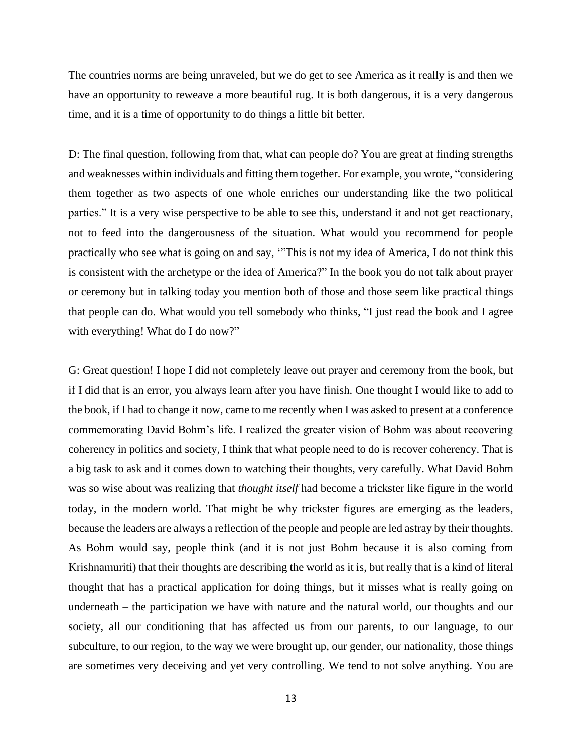The countries norms are being unraveled, but we do get to see America as it really is and then we have an opportunity to reweave a more beautiful rug. It is both dangerous, it is a very dangerous time, and it is a time of opportunity to do things a little bit better.

D: The final question, following from that, what can people do? You are great at finding strengths and weaknesses within individuals and fitting them together. For example, you wrote, "considering them together as two aspects of one whole enriches our understanding like the two political parties." It is a very wise perspective to be able to see this, understand it and not get reactionary, not to feed into the dangerousness of the situation. What would you recommend for people practically who see what is going on and say, '"This is not my idea of America, I do not think this is consistent with the archetype or the idea of America?" In the book you do not talk about prayer or ceremony but in talking today you mention both of those and those seem like practical things that people can do. What would you tell somebody who thinks, "I just read the book and I agree with everything! What do I do now?"

G: Great question! I hope I did not completely leave out prayer and ceremony from the book, but if I did that is an error, you always learn after you have finish. One thought I would like to add to the book, if I had to change it now, came to me recently when I was asked to present at a conference commemorating David Bohm's life. I realized the greater vision of Bohm was about recovering coherency in politics and society, I think that what people need to do is recover coherency. That is a big task to ask and it comes down to watching their thoughts, very carefully. What David Bohm was so wise about was realizing that *thought itself* had become a trickster like figure in the world today, in the modern world. That might be why trickster figures are emerging as the leaders, because the leaders are always a reflection of the people and people are led astray by their thoughts. As Bohm would say, people think (and it is not just Bohm because it is also coming from Krishnamuriti) that their thoughts are describing the world as it is, but really that is a kind of literal thought that has a practical application for doing things, but it misses what is really going on underneath – the participation we have with nature and the natural world, our thoughts and our society, all our conditioning that has affected us from our parents, to our language, to our subculture, to our region, to the way we were brought up, our gender, our nationality, those things are sometimes very deceiving and yet very controlling. We tend to not solve anything. You are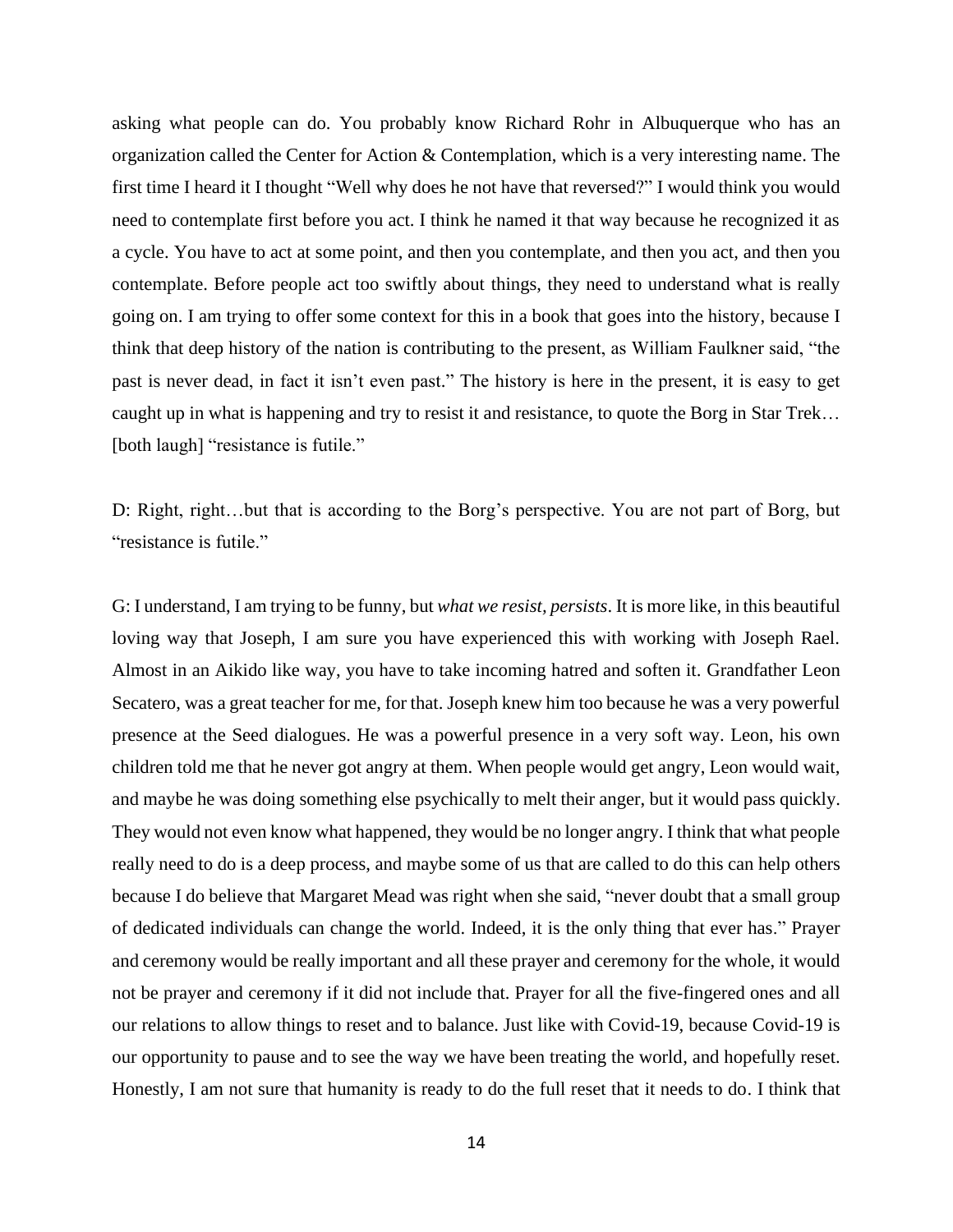asking what people can do. You probably know Richard Rohr in Albuquerque who has an organization called the Center for Action & Contemplation, which is a very interesting name. The first time I heard it I thought "Well why does he not have that reversed?" I would think you would need to contemplate first before you act. I think he named it that way because he recognized it as a cycle. You have to act at some point, and then you contemplate, and then you act, and then you contemplate. Before people act too swiftly about things, they need to understand what is really going on. I am trying to offer some context for this in a book that goes into the history, because I think that deep history of the nation is contributing to the present, as William Faulkner said, "the past is never dead, in fact it isn't even past." The history is here in the present, it is easy to get caught up in what is happening and try to resist it and resistance, to quote the Borg in Star Trek… [both laugh] "resistance is futile."

D: Right, right…but that is according to the Borg's perspective. You are not part of Borg, but "resistance is futile."

G: I understand, I am trying to be funny, but *what we resist, persists*. It is more like, in this beautiful loving way that Joseph, I am sure you have experienced this with working with Joseph Rael. Almost in an Aikido like way, you have to take incoming hatred and soften it. Grandfather Leon Secatero, was a great teacher for me, for that. Joseph knew him too because he was a very powerful presence at the Seed dialogues. He was a powerful presence in a very soft way. Leon, his own children told me that he never got angry at them. When people would get angry, Leon would wait, and maybe he was doing something else psychically to melt their anger, but it would pass quickly. They would not even know what happened, they would be no longer angry. I think that what people really need to do is a deep process, and maybe some of us that are called to do this can help others because I do believe that Margaret Mead was right when she said, "never doubt that a small group of dedicated individuals can change the world. Indeed, it is the only thing that ever has." Prayer and ceremony would be really important and all these prayer and ceremony for the whole, it would not be prayer and ceremony if it did not include that. Prayer for all the five-fingered ones and all our relations to allow things to reset and to balance. Just like with Covid-19, because Covid-19 is our opportunity to pause and to see the way we have been treating the world, and hopefully reset. Honestly, I am not sure that humanity is ready to do the full reset that it needs to do. I think that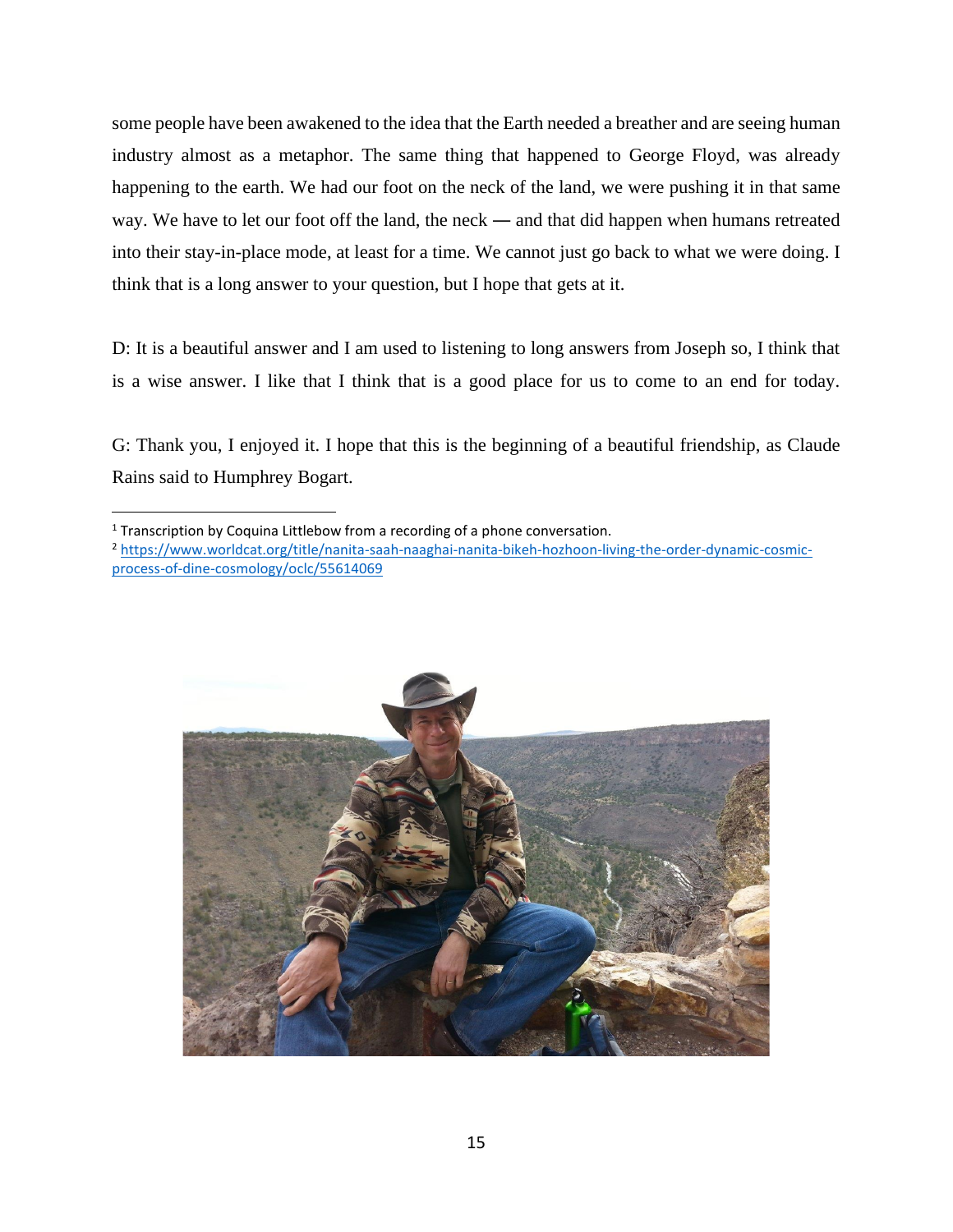some people have been awakened to the idea that the Earth needed a breather and are seeing human industry almost as a metaphor. The same thing that happened to George Floyd, was already happening to the earth. We had our foot on the neck of the land, we were pushing it in that same way. We have to let our foot off the land, the neck — and that did happen when humans retreated into their stay-in-place mode, at least for a time. We cannot just go back to what we were doing. I think that is a long answer to your question, but I hope that gets at it.

D: It is a beautiful answer and I am used to listening to long answers from Joseph so, I think that is a wise answer. I like that I think that is a good place for us to come to an end for today.

G: Thank you, I enjoyed it. I hope that this is the beginning of a beautiful friendship, as Claude Rains said to Humphrey Bogart.

---

[1] Transcription by Coquina Littlebow from a recording of a phone conversation.

[2] https://www.worldcat.org/title/nanita-saah-naaghai-nanita-bikeh-hozhoon-living-the-order-dynamic-cosmic-process-of-dine-cosmology/oclc/55614069